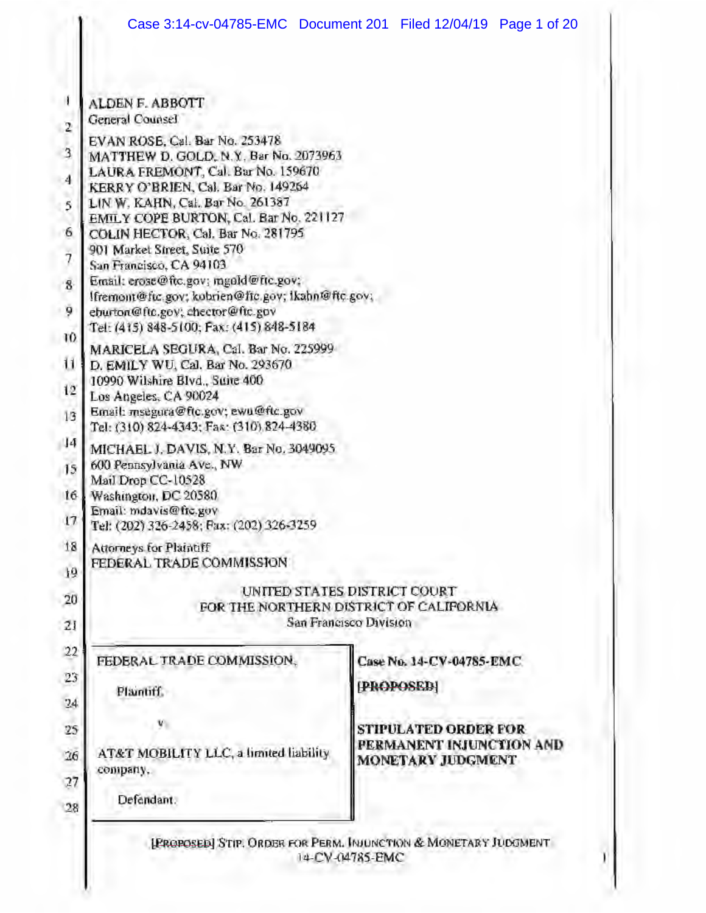ALDEN F. ABBOTT
General Counsel

EVAN ROSE, Cal. Bar No. 253478
MATTHEW D. GOLD, N.Y. Bar No. 2073963
LAURA FREMONT, Cal. Bar No. 159670
KERRY O'BRIEN, Cal. Bar No. 149264
LIN W. KAHN, Cal. Bar No. 261387
EMILY COPE BURTON, Cal. Bar No. 221127
COLIN HECTOR, Cal. Bar No. 281795
901 Market Street, Suite 570
San Francisco, CA 94103
Email: erose@ftc.gov; mgold@ftc.gov;
lfremont@ftc.gov; kobrien@ftc.gov; lkahn@ftc.gov;
eburton@ftc.gov; chector@ftc.gov
Tel: (415) 848-5100; Fax: (415) 848-5184

MARICELA SEGURA, Cal. Bar No. 225999
D. EMILY WU, Cal. Bar No. 293670
10990 Wilshire Blvd., Suite 400
Los Angeles, CA 90024
Email: msegura@ftc.gov; ewu@ftc.gov
Tel: (310) 824-4343; Fax: (310) 824-4380

MICHAEL J. DAVIS, N.Y. Bar No. 3049095
600 Pennsylvania Ave., NW
Mail Drop CC-10528
Washington, DC 20580
Email: mdavis@ftc.gov
Tel: (202) 326-2458; Fax: (202) 326-3259

Attorneys for Plaintiff
FEDERAL TRADE COMMISSION

UNITED STATES DISTRICT COURT
FOR THE NORTHERN DISTRICT OF CALIFORNIA
San Francisco Division

| | |
|---|---|
| FEDERAL TRADE COMMISSION,<br><br>Plaintiff,<br><br>v.<br><br>AT&T MOBILITY LLC, a limited liability company,<br><br>Defendant. | **Case No. 14-CV-04785-EMC**<br><br>**[PROPOSED]**<br><br>**STIPULATED ORDER FOR PERMANENT INJUNCTION AND MONETARY JUDGMENT** |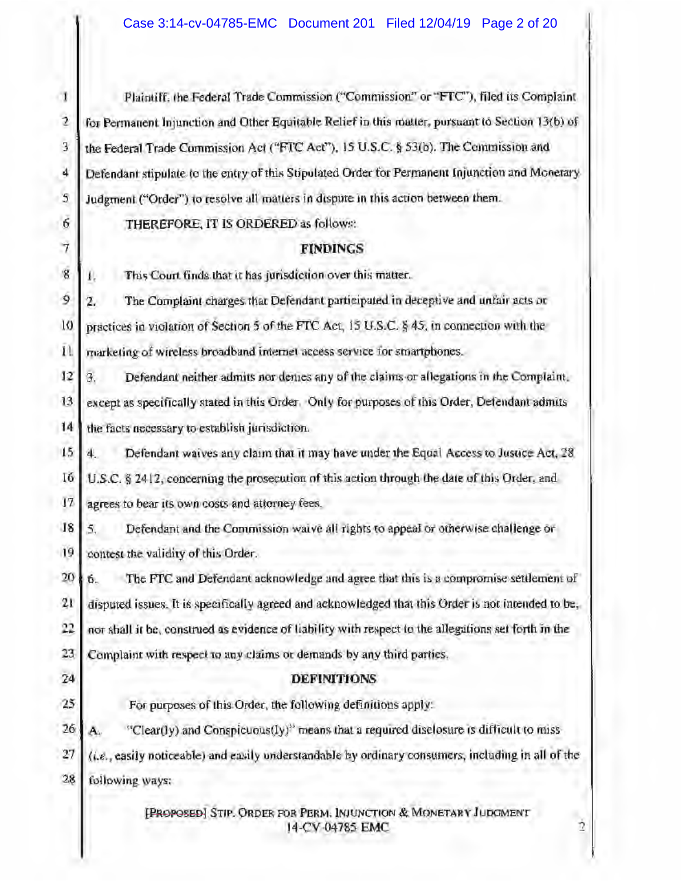Plaintiff, the Federal Trade Commission ("Commission" or "FTC"), filed its Complaint for Permanent Injunction and Other Equitable Relief in this matter, pursuant to Section 13(b) of the Federal Trade Commission Act ("FTC Act"), 15 U.S.C. § 53(b). The Commission and Defendant stipulate to the entry of this Stipulated Order for Permanent Injunction and Monetary Judgment ("Order") to resolve all matters in dispute in this action between them.

THEREFORE, IT IS ORDERED as follows:

## FINDINGS

1. This Court finds that it has jurisdiction over this matter.
2. The Complaint charges that Defendant participated in deceptive and unfair acts or practices in violation of Section 5 of the FTC Act, 15 U.S.C. § 45, in connection with the marketing of wireless broadband internet access service for smartphones.
3. Defendant neither admits nor denies any of the claims or allegations in the Complaint, except as specifically stated in this Order. Only for purposes of this Order, Defendant admits the facts necessary to establish jurisdiction.
4. Defendant waives any claim that it may have under the Equal Access to Justice Act, 28 U.S.C. § 2412, concerning the prosecution of this action through the date of this Order, and agrees to bear its own costs and attorney fees.
5. Defendant and the Commission waive all rights to appeal or otherwise challenge or contest the validity of this Order.
6. The FTC and Defendant acknowledge and agree that this is a compromise settlement of disputed issues. It is specifically agreed and acknowledged that this Order is not intended to be, nor shall it be, construed as evidence of liability with respect to the allegations set forth in the Complaint with respect to any claims or demands by any third parties.

## DEFINITIONS

For purposes of this Order, the following definitions apply:

A. "Clear(ly) and Conspicuous(ly)" means that a required disclosure is difficult to miss (*i.e.*, easily noticeable) and easily understandable by ordinary consumers, including in all of the following ways: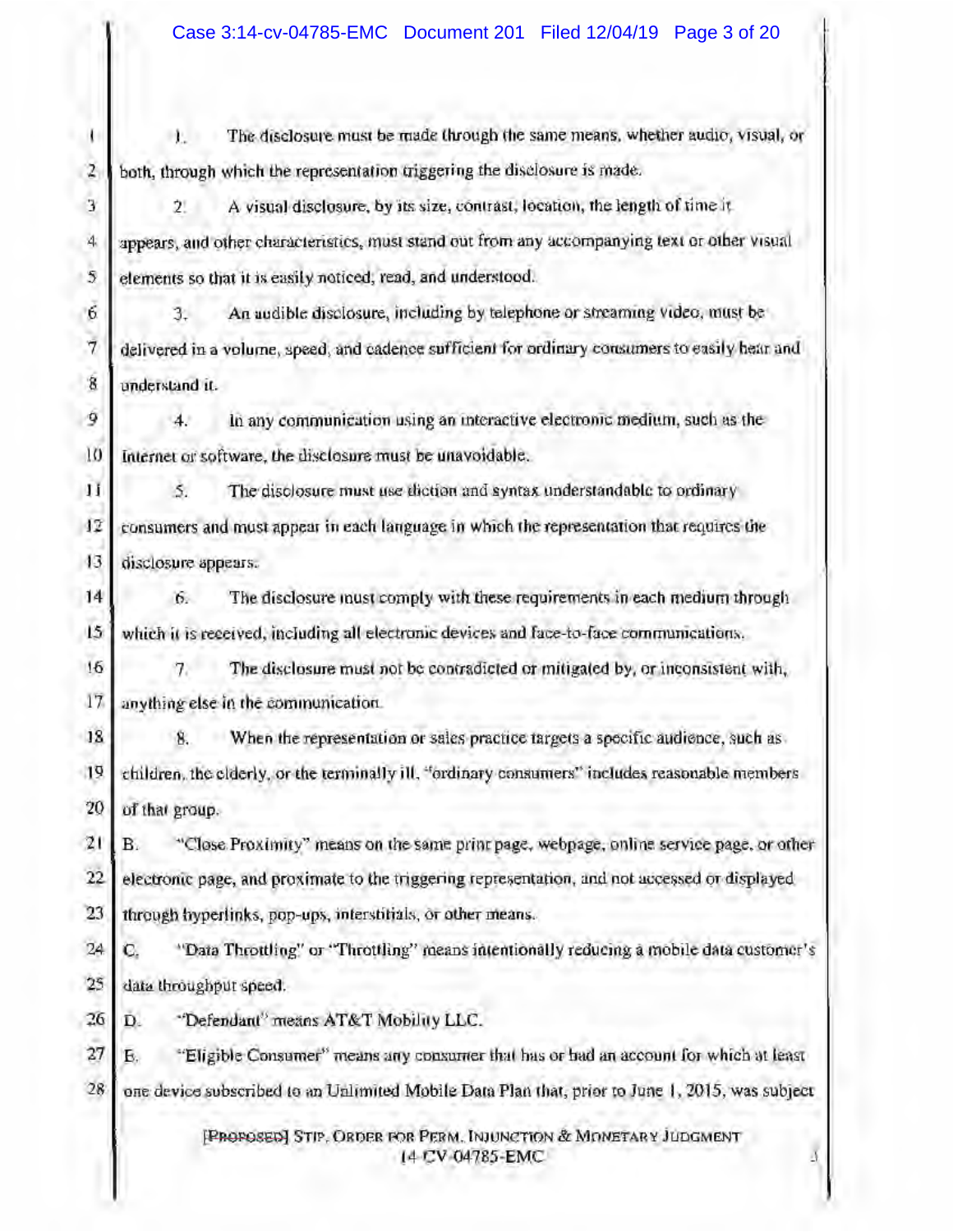1. The disclosure must be made through the same means, whether audio, visual, or both, through which the representation triggering the disclosure is made.

2. A visual disclosure, by its size, contrast, location, the length of time it appears, and other characteristics, must stand out from any accompanying text or other visual elements so that it is easily noticed, read, and understood.

3. An audible disclosure, including by telephone or streaming video, must be delivered in a volume, speed, and cadence sufficient for ordinary consumers to easily hear and understand it.

4. In any communication using an interactive electronic medium, such as the Internet or software, the disclosure must be unavoidable.

5. The disclosure must use diction and syntax understandable to ordinary consumers and must appear in each language in which the representation that requires the disclosure appears.

6. The disclosure must comply with these requirements in each medium through which it is received, including all electronic devices and face-to-face communications.

7. The disclosure must not be contradicted or mitigated by, or inconsistent with, anything else in the communication.

8. When the representation or sales practice targets a specific audience, such as children, the elderly, or the terminally ill, "ordinary consumers" includes reasonable members of that group.

B. "Close Proximity" means on the same print page, webpage, online service page, or other electronic page, and proximate to the triggering representation, and not accessed or displayed through hyperlinks, pop-ups, interstitials, or other means.

C. "Data Throttling" or "Throttling" means intentionally reducing a mobile data customer's data throughput speed.

D. "Defendant" means AT&T Mobility LLC.

E. "Eligible Consumer" means any consumer that has or had an account for which at least one device subscribed to an Unlimited Mobile Data Plan that, prior to June 1, 2015, was subject

[PROPOSED] STIP. ORDER FOR PERM. INJUNCTION & MONETARY JUDGMENT
14-CV-04785-EMC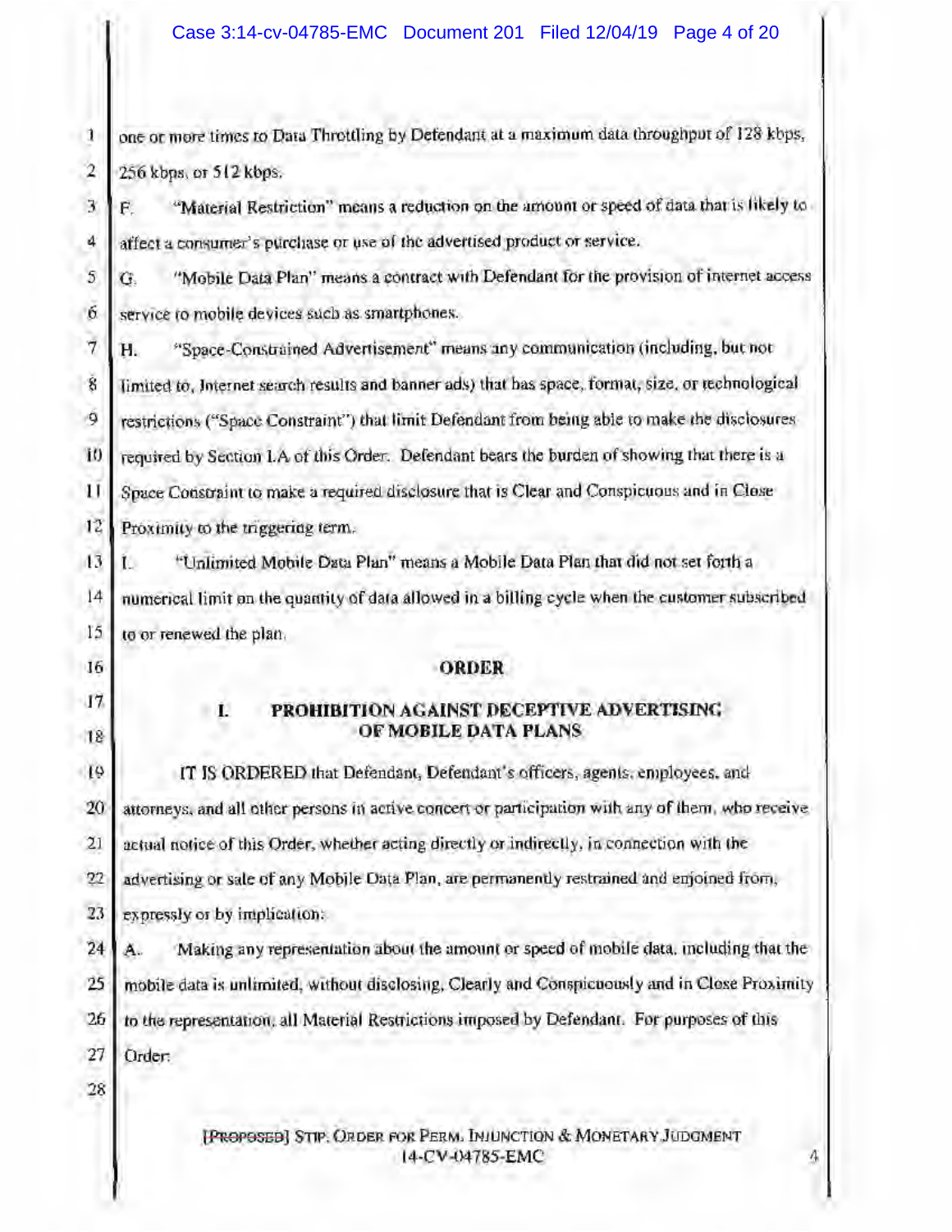one or more times to Data Throttling by Defendant at a maximum data throughput of 128 kbps, 256 kbps, or 512 kbps.

F. "Material Restriction" means a reduction on the amount or speed of data that is likely to affect a consumer's purchase or use of the advertised product or service.

G. "Mobile Data Plan" means a contract with Defendant for the provision of internet access service to mobile devices such as smartphones.

H. "Space-Constrained Advertisement" means any communication (including, but not limited to, Internet search results and banner ads) that has space, format, size, or technological restrictions ("Space Constraint") that limit Defendant from being able to make the disclosures required by Section I.A of this Order. Defendant bears the burden of showing that there is a Space Constraint to make a required disclosure that is Clear and Conspicuous and in Close Proximity to the triggering term.

I. "Unlimited Mobile Data Plan" means a Mobile Data Plan that did not set forth a numerical limit on the quantity of data allowed in a billing cycle when the customer subscribed to or renewed the plan.

## ORDER

### I. PROHIBITION AGAINST DECEPTIVE ADVERTISING OF MOBILE DATA PLANS

IT IS ORDERED that Defendant, Defendant's officers, agents, employees, and attorneys, and all other persons in active concert or participation with any of them, who receive actual notice of this Order, whether acting directly or indirectly, in connection with the advertising or sale of any Mobile Data Plan, are permanently restrained and enjoined from, expressly or by implication:

A. Making any representation about the amount or speed of mobile data, including that the mobile data is unlimited, without disclosing, Clearly and Conspicuously and in Close Proximity to the representation, all Material Restrictions imposed by Defendant. For purposes of this Order: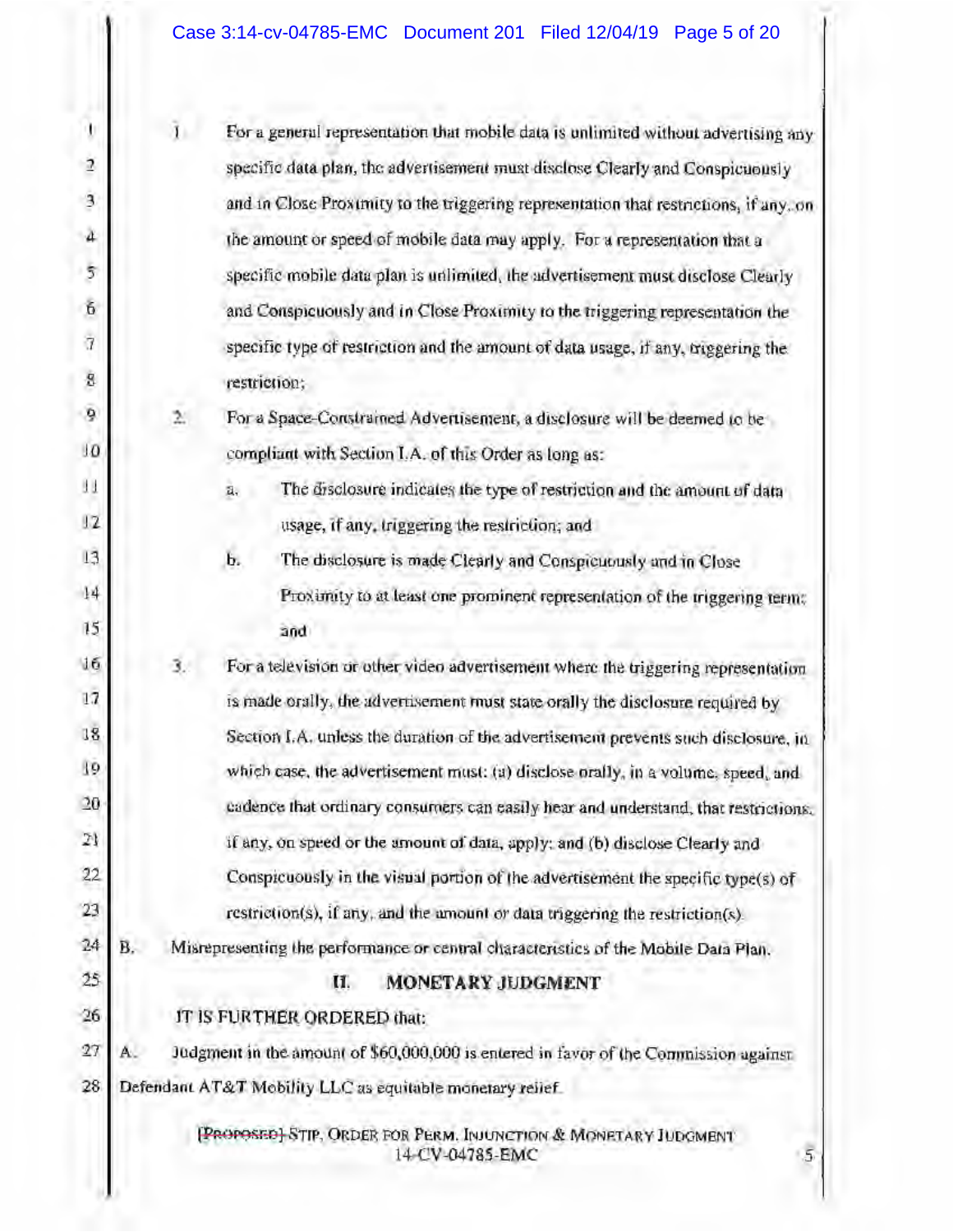1. For a general representation that mobile data is unlimited without advertising any specific data plan, the advertisement must disclose Clearly and Conspicuously and in Close Proximity to the triggering representation that restrictions, if any, on the amount or speed of mobile data may apply. For a representation that a specific mobile data plan is unlimited, the advertisement must disclose Clearly and Conspicuously and in Close Proximity to the triggering representation the specific type of restriction and the amount of data usage, if any, triggering the restriction;

2. For a Space-Constrained Advertisement, a disclosure will be deemed to be compliant with Section I.A. of this Order as long as:

   a. The disclosure indicates the type of restriction and the amount of data usage, if any, triggering the restriction; and

   b. The disclosure is made Clearly and Conspicuously and in Close Proximity to at least one prominent representation of the triggering term; and

3. For a television or other video advertisement where the triggering representation is made orally, the advertisement must state orally the disclosure required by Section I.A. unless the duration of the advertisement prevents such disclosure, in which case, the advertisement must: (a) disclose orally, in a volume, speed, and cadence that ordinary consumers can easily hear and understand, that restrictions, if any, on speed or the amount of data, apply; and (b) disclose Clearly and Conspicuously in the visual portion of the advertisement the specific type(s) of restriction(s), if any, and the amount or data triggering the restriction(s).

B. Misrepresenting the performance or central characteristics of the Mobile Data Plan.

## II. MONETARY JUDGMENT

IT IS FURTHER ORDERED that:

A. Judgment in the amount of $60,000,000 is entered in favor of the Commission against Defendant AT&T Mobility LLC as equitable monetary relief.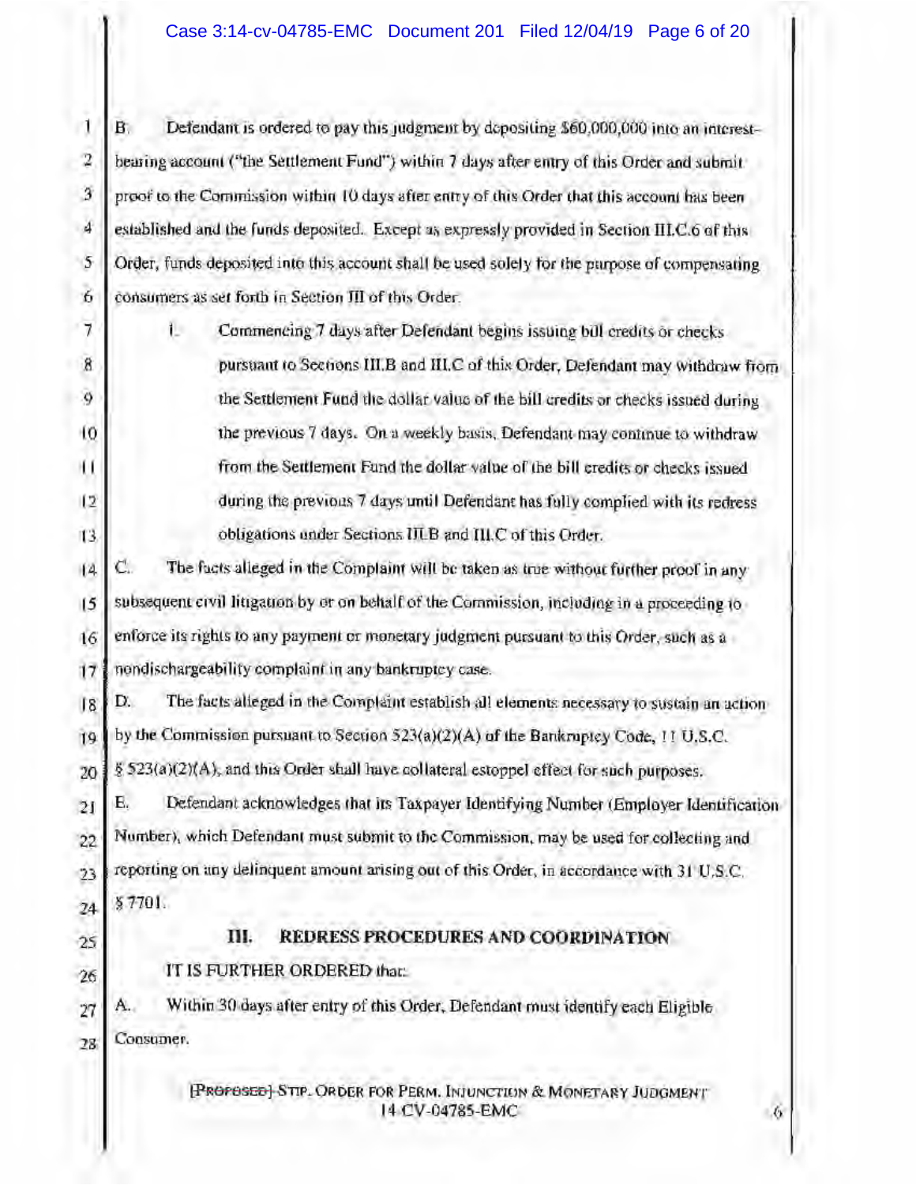B. Defendant is ordered to pay this judgment by depositing $60,000,000 into an interest-bearing account ("the Settlement Fund") within 7 days after entry of this Order and submit proof to the Commission within 10 days after entry of this Order that this account has been established and the funds deposited. Except as expressly provided in Section III.C.6 of this Order, funds deposited into this account shall be used solely for the purpose of compensating consumers as set forth in Section III of this Order.

1. Commencing 7 days after Defendant begins issuing bill credits or checks pursuant to Sections III.B and III.C of this Order, Defendant may withdraw from the Settlement Fund the dollar value of the bill credits or checks issued during the previous 7 days. On a weekly basis, Defendant may continue to withdraw from the Settlement Fund the dollar value of the bill credits or checks issued during the previous 7 days until Defendant has fully complied with its redress obligations under Sections III.B and III.C of this Order.

C. The facts alleged in the Complaint will be taken as true without further proof in any subsequent civil litigation by or on behalf of the Commission, including in a proceeding to enforce its rights to any payment or monetary judgment pursuant to this Order, such as a nondischargeability complaint in any bankruptcy case.

D. The facts alleged in the Complaint establish all elements necessary to sustain an action by the Commission pursuant to Section 523(a)(2)(A) of the Bankruptcy Code, 11 U.S.C. § 523(a)(2)(A), and this Order shall have collateral estoppel effect for such purposes.

E. Defendant acknowledges that its Taxpayer Identifying Number (Employer Identification Number), which Defendant must submit to the Commission, may be used for collecting and reporting on any delinquent amount arising out of this Order, in accordance with 31 U.S.C. § 7701.

## III. REDRESS PROCEDURES AND COORDINATION

IT IS FURTHER ORDERED that:

A. Within 30 days after entry of this Order, Defendant must identify each Eligible Consumer.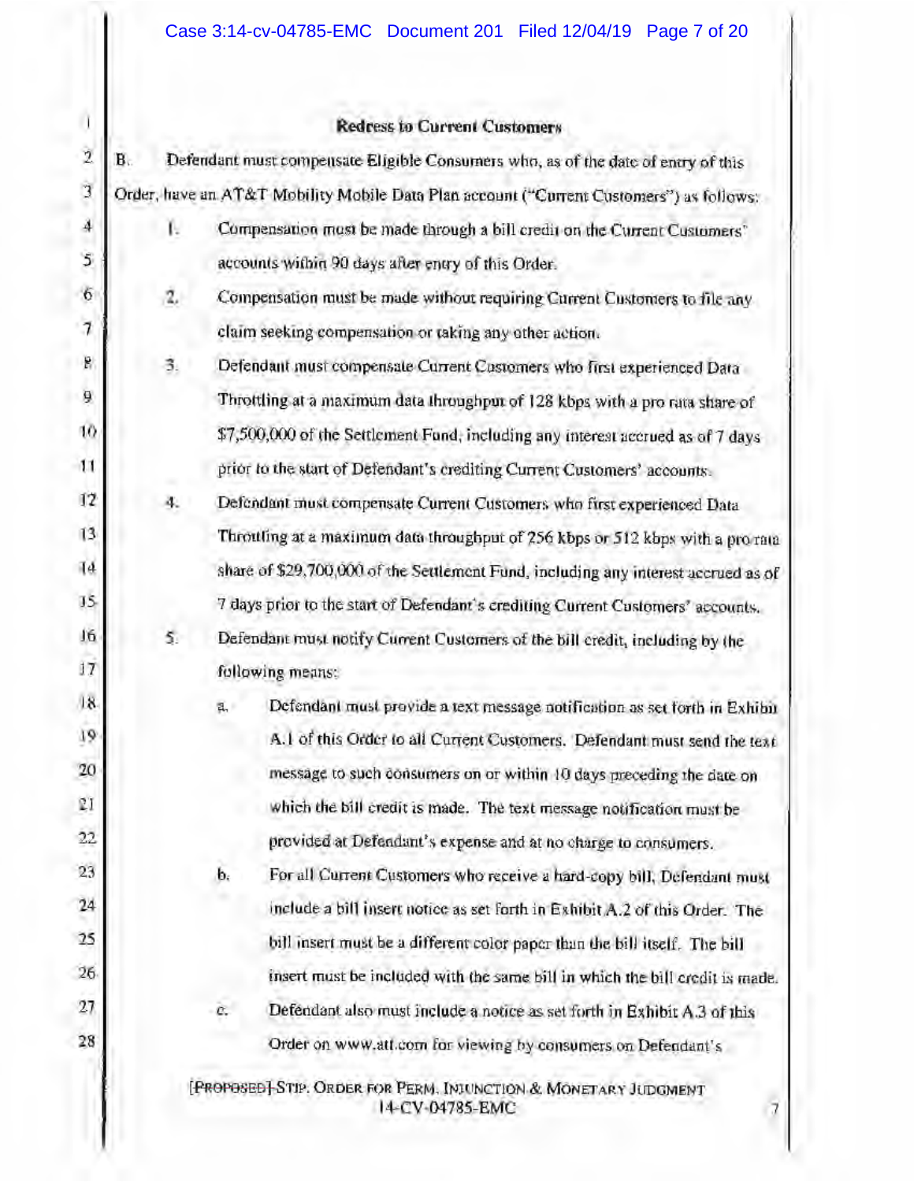### Redress to Current Customers

B. Defendant must compensate Eligible Consumers who, as of the date of entry of this Order, have an AT&T Mobility Mobile Data Plan account ("Current Customers") as follows:

1. Compensation must be made through a bill credit on the Current Customers' accounts within 90 days after entry of this Order.
2. Compensation must be made without requiring Current Customers to file any claim seeking compensation or taking any other action.
3. Defendant must compensate Current Customers who first experienced Data Throttling at a maximum data throughput of 128 kbps with a pro rata share of $7,500,000 of the Settlement Fund, including any interest accrued as of 7 days prior to the start of Defendant's crediting Current Customers' accounts.
4. Defendant must compensate Current Customers who first experienced Data Throttling at a maximum data throughput of 256 kbps or 512 kbps with a pro rata share of $29,700,000 of the Settlement Fund, including any interest accrued as of 7 days prior to the start of Defendant's crediting Current Customers' accounts.
5. Defendant must notify Current Customers of the bill credit, including by the following means:
   a. Defendant must provide a text message notification as set forth in Exhibit A.1 of this Order to all Current Customers. Defendant must send the text message to such consumers on or within 10 days preceding the date on which the bill credit is made. The text message notification must be provided at Defendant's expense and at no charge to consumers.
   b. For all Current Customers who receive a hard-copy bill, Defendant must include a bill insert notice as set forth in Exhibit A.2 of this Order. The bill insert must be a different color paper than the bill itself. The bill insert must be included with the same bill in which the bill credit is made.
   c. Defendant also must include a notice as set forth in Exhibit A.3 of this Order on www.att.com for viewing by consumers on Defendant's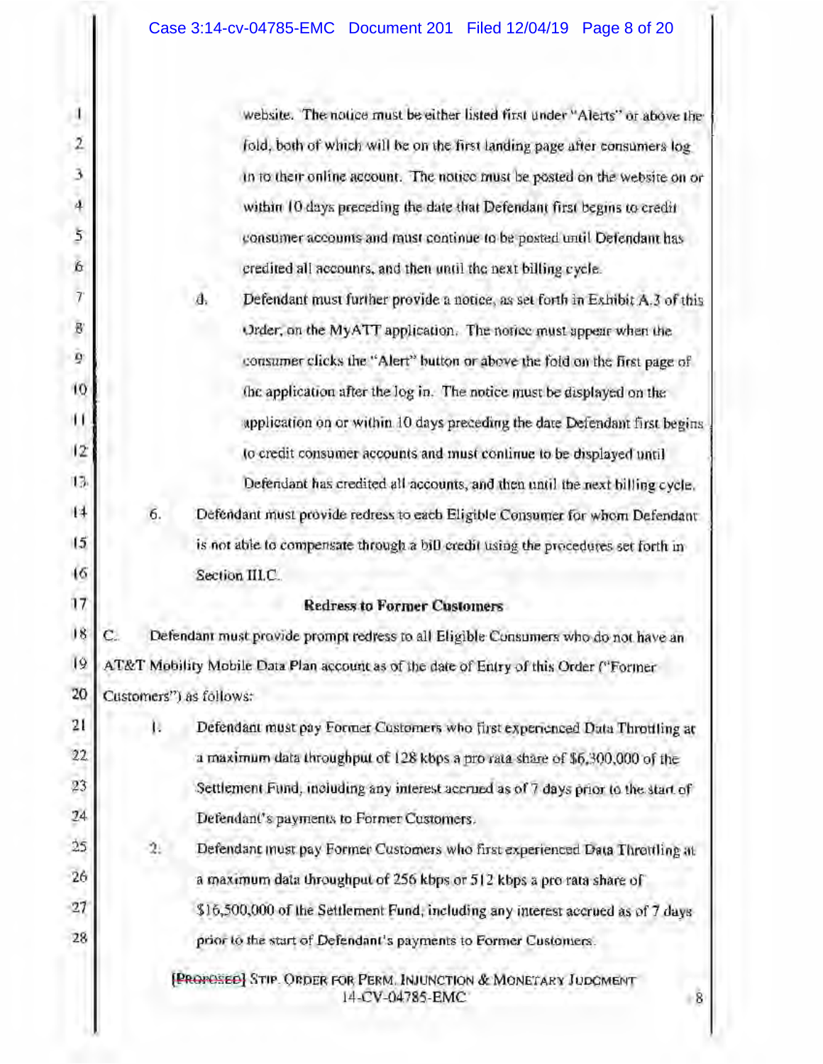website. The notice must be either listed first under "Alerts" or above the fold, both of which will be on the first landing page after consumers log in to their online account. The notice must be posted on the website on or within 10 days preceding the date that Defendant first begins to credit consumer accounts and must continue to be posted until Defendant has credited all accounts, and then until the next billing cycle.

d. Defendant must further provide a notice, as set forth in Exhibit A.3 of this Order, on the MyATT application. The notice must appear when the consumer clicks the "Alert" button or above the fold on the first page of the application after the log in. The notice must be displayed on the application on or within 10 days preceding the date Defendant first begins to credit consumer accounts and must continue to be displayed until Defendant has credited all accounts, and then until the next billing cycle.

6. Defendant must provide redress to each Eligible Consumer for whom Defendant is not able to compensate through a bill credit using the procedures set forth in Section III.C.

**Redress to Former Customers**

C. Defendant must provide prompt redress to all Eligible Consumers who do not have an AT&T Mobility Mobile Data Plan account as of the date of Entry of this Order ("Former Customers") as follows:

1. Defendant must pay Former Customers who first experienced Data Throttling at a maximum data throughput of 128 kbps a pro rata share of $6,300,000 of the Settlement Fund, including any interest accrued as of 7 days prior to the start of Defendant's payments to Former Customers.

2. Defendant must pay Former Customers who first experienced Data Throttling at a maximum data throughput of 256 kbps or 512 kbps a pro rata share of $16,500,000 of the Settlement Fund, including any interest accrued as of 7 days prior to the start of Defendant's payments to Former Customers.

~~[PROPOSED]~~ STIP. ORDER FOR PERM. INJUNCTION & MONETARY JUDGMENT 14-CV-04785-EMC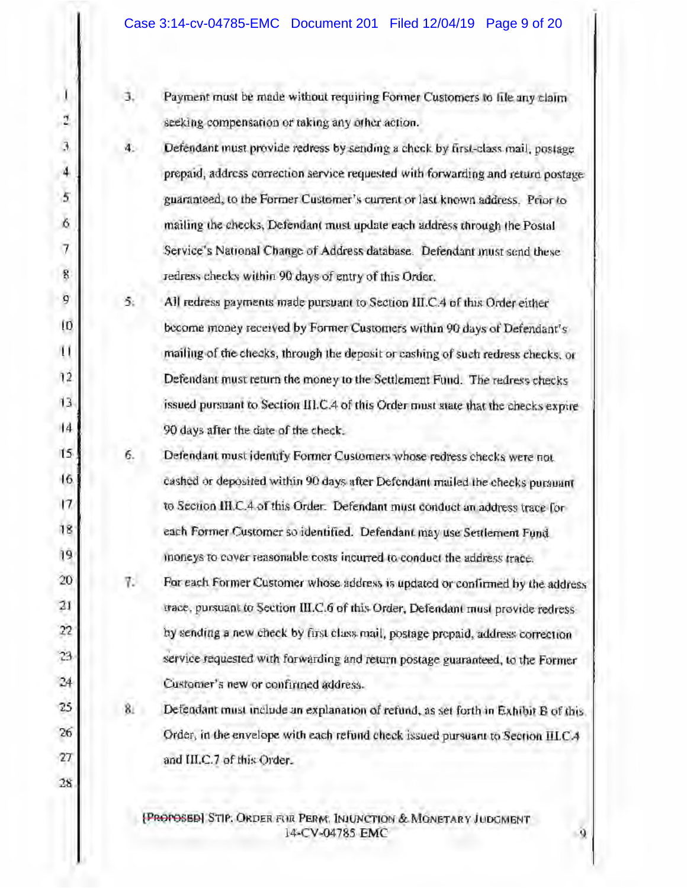3. Payment must be made without requiring Former Customers to file any claim seeking compensation or taking any other action.

4. Defendant must provide redress by sending a check by first-class mail, postage prepaid, address correction service requested with forwarding and return postage guaranteed, to the Former Customer's current or last known address. Prior to mailing the checks, Defendant must update each address through the Postal Service's National Change of Address database. Defendant must send these redress checks within 90 days of entry of this Order.

5. All redress payments made pursuant to Section III.C.4 of this Order either become money received by Former Customers within 90 days of Defendant's mailing of the checks, through the deposit or cashing of such redress checks, or Defendant must return the money to the Settlement Fund. The redress checks issued pursuant to Section III.C.4 of this Order must state that the checks expire 90 days after the date of the check.

6. Defendant must identify Former Customers whose redress checks were not cashed or deposited within 90 days after Defendant mailed the checks pursuant to Section III.C.4 of this Order. Defendant must conduct an address trace for each Former Customer so identified. Defendant may use Settlement Fund moneys to cover reasonable costs incurred to conduct the address trace.

7. For each Former Customer whose address is updated or confirmed by the address trace, pursuant to Section III.C.6 of this Order, Defendant must provide redress by sending a new check by first class mail, postage prepaid, address correction service requested with forwarding and return postage guaranteed, to the Former Customer's new or confirmed address.

8. Defendant must include an explanation of refund, as set forth in Exhibit B of this Order, in the envelope with each refund check issued pursuant to Section III.C.4 and III.C.7 of this Order.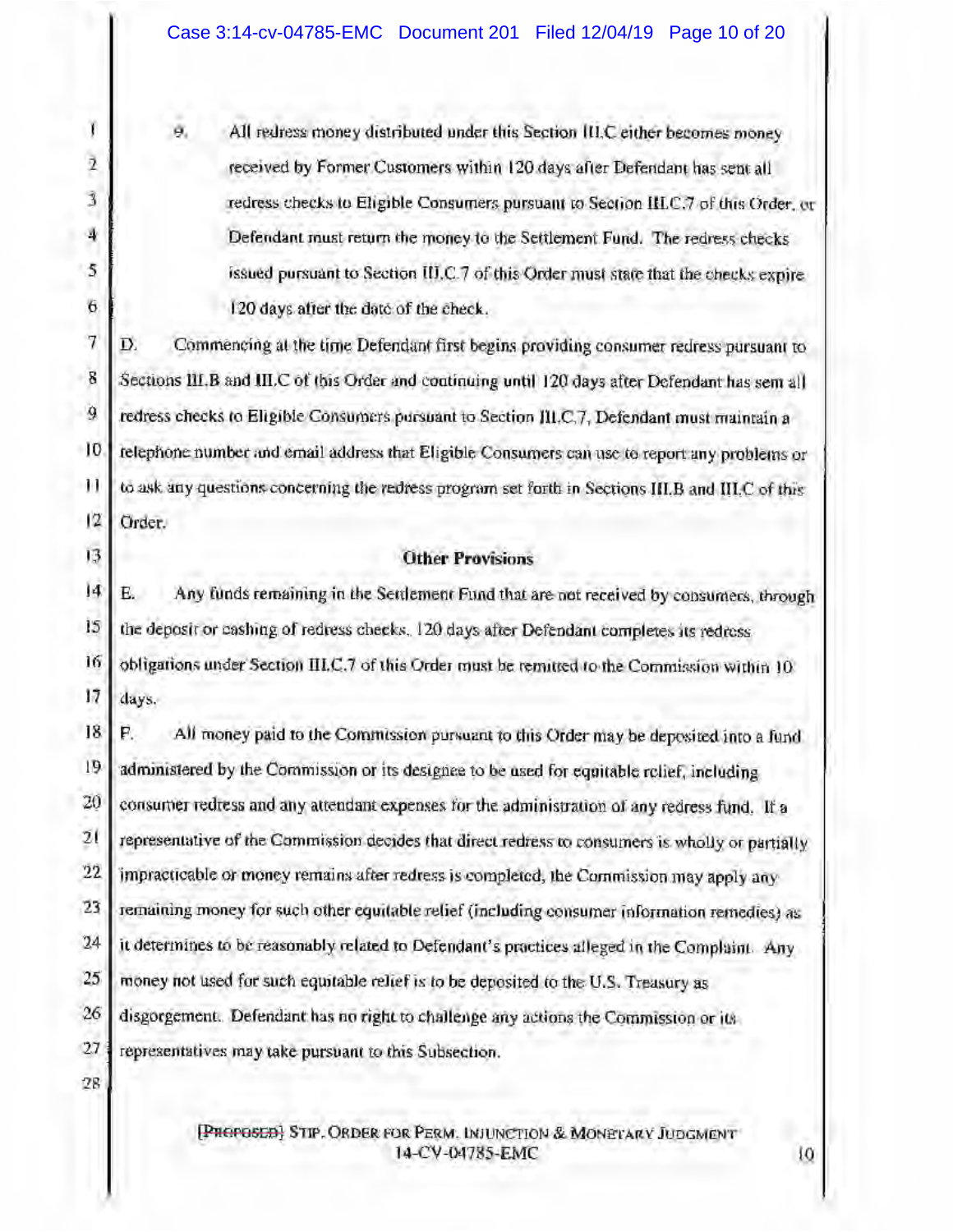9. All redress money distributed under this Section III.C either becomes money received by Former Customers within 120 days after Defendant has sent all redress checks to Eligible Consumers pursuant to Section III.C.7 of this Order, or Defendant must return the money to the Settlement Fund. The redress checks issued pursuant to Section III.C.7 of this Order must state that the checks expire 120 days after the date of the check.

D. Commencing at the time Defendant first begins providing consumer redress pursuant to Sections III.B and III.C of this Order and continuing until 120 days after Defendant has sent all redress checks to Eligible Consumers pursuant to Section III.C.7, Defendant must maintain a telephone number and email address that Eligible Consumers can use to report any problems or to ask any questions concerning the redress program set forth in Sections III.B and III.C of this Order.

**Other Provisions**

E. Any funds remaining in the Settlement Fund that are not received by consumers, through the deposit or cashing of redress checks, 120 days after Defendant completes its redress obligations under Section III.C.7 of this Order must be remitted to the Commission within 10 days.

F. All money paid to the Commission pursuant to this Order may be deposited into a fund administered by the Commission or its designee to be used for equitable relief, including consumer redress and any attendant expenses for the administration of any redress fund. If a representative of the Commission decides that direct redress to consumers is wholly or partially impracticable or money remains after redress is completed, the Commission may apply any remaining money for such other equitable relief (including consumer information remedies) as it determines to be reasonably related to Defendant's practices alleged in the Complaint. Any money not used for such equitable relief is to be deposited to the U.S. Treasury as disgorgement. Defendant has no right to challenge any actions the Commission or its representatives may take pursuant to this Subsection.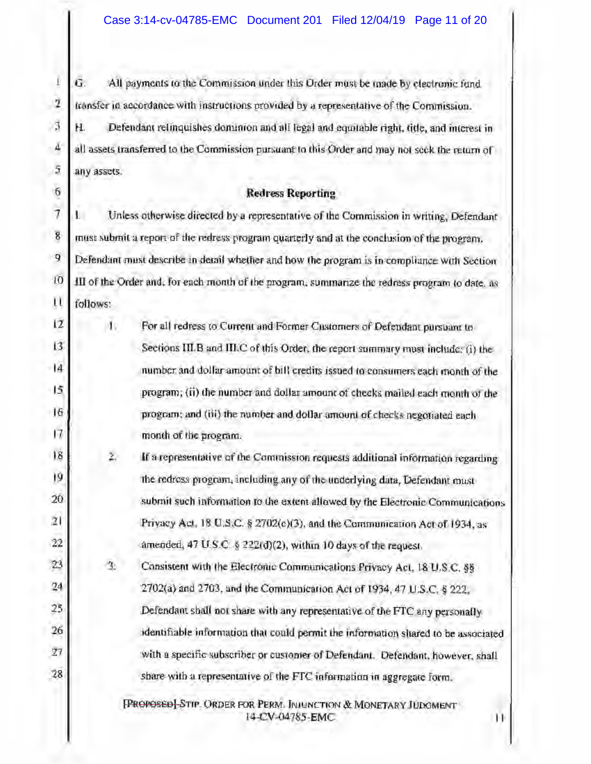G. All payments to the Commission under this Order must be made by electronic fund transfer in accordance with instructions provided by a representative of the Commission.

H. Defendant relinquishes dominion and all legal and equitable right, title, and interest in all assets transferred to the Commission pursuant to this Order and may not seek the return of any assets.

**Redress Reporting**

I. Unless otherwise directed by a representative of the Commission in writing, Defendant must submit a report of the redress program quarterly and at the conclusion of the program. Defendant must describe in detail whether and how the program is in compliance with Section III of the Order and, for each month of the program, summarize the redress program to date, as follows:

1. For all redress to Current and Former Customers of Defendant pursuant to Sections III.B and III.C of this Order, the report summary must include: (i) the number and dollar amount of bill credits issued to consumers each month of the program; (ii) the number and dollar amount of checks mailed each month of the program; and (iii) the number and dollar amount of checks negotiated each month of the program.

2. If a representative of the Commission requests additional information regarding the redress program, including any of the underlying data, Defendant must submit such information to the extent allowed by the Electronic Communications Privacy Act, 18 U.S.C. § 2702(c)(3), and the Communication Act of 1934, as amended, 47 U.S.C. § 222(d)(2), within 10 days of the request.

3. Consistent with the Electronic Communications Privacy Act, 18 U.S.C. §§ 2702(a) and 2703, and the Communication Act of 1934, 47 U.S.C. § 222, Defendant shall not share with any representative of the FTC any personally identifiable information that could permit the information shared to be associated with a specific subscriber or customer of Defendant. Defendant, however, shall share with a representative of the FTC information in aggregate form.

[PROPOSED] STIP. ORDER FOR PERM. INJUNCTION & MONETARY JUDGMENT
14-CV-04785-EMC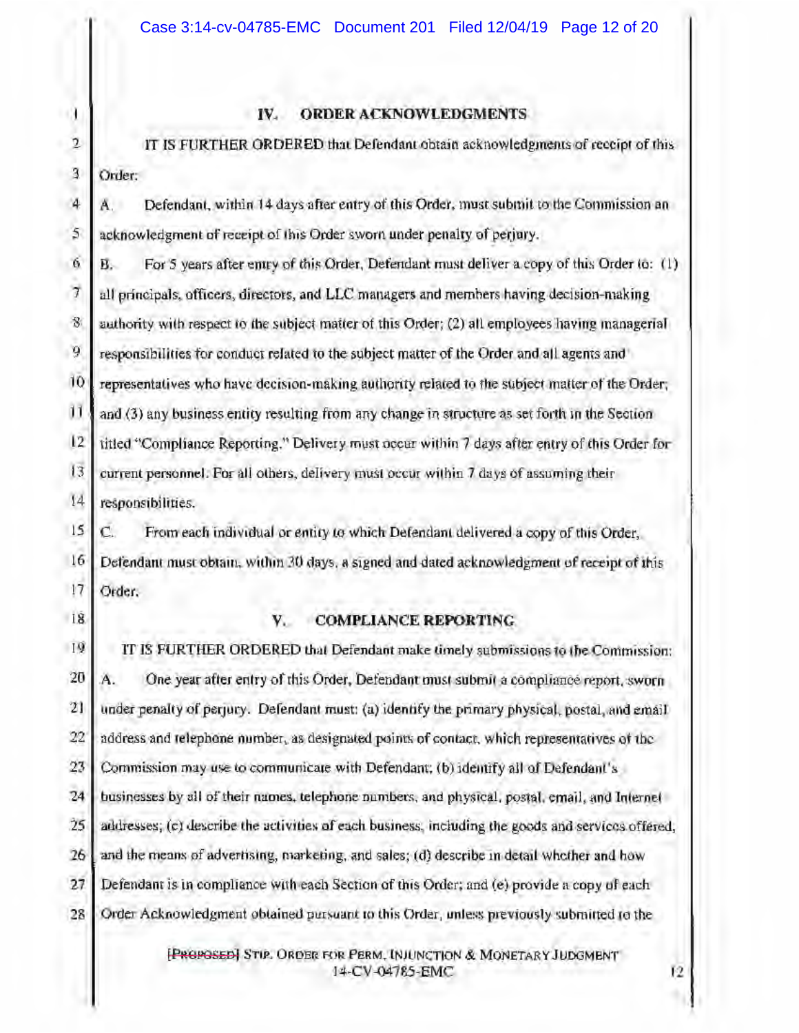## IV. ORDER ACKNOWLEDGMENTS

IT IS FURTHER ORDERED that Defendant obtain acknowledgments of receipt of this Order:

A. Defendant, within 14 days after entry of this Order, must submit to the Commission an acknowledgment of receipt of this Order sworn under penalty of perjury.

B. For 5 years after entry of this Order, Defendant must deliver a copy of this Order to: (1) all principals, officers, directors, and LLC managers and members having decision-making authority with respect to the subject matter of this Order; (2) all employees having managerial responsibilities for conduct related to the subject matter of the Order and all agents and representatives who have decision-making authority related to the subject matter of the Order; and (3) any business entity resulting from any change in structure as set forth in the Section titled "Compliance Reporting." Delivery must occur within 7 days after entry of this Order for current personnel. For all others, delivery must occur within 7 days of assuming their responsibilities.

C. From each individual or entity to which Defendant delivered a copy of this Order, Defendant must obtain, within 30 days, a signed and dated acknowledgment of receipt of this Order.

## V. COMPLIANCE REPORTING

IT IS FURTHER ORDERED that Defendant make timely submissions to the Commission:

A. One year after entry of this Order, Defendant must submit a compliance report, sworn under penalty of perjury. Defendant must: (a) identify the primary physical, postal, and email address and telephone number, as designated points of contact, which representatives of the Commission may use to communicate with Defendant; (b) identify all of Defendant's businesses by all of their names, telephone numbers, and physical, postal, email, and Internet addresses; (c) describe the activities of each business, including the goods and services offered, and the means of advertising, marketing, and sales; (d) describe in detail whether and how Defendant is in compliance with each Section of this Order; and (e) provide a copy of each Order Acknowledgment obtained pursuant to this Order, unless previously submitted to the

~~[PROPOSED]~~ STIP. ORDER FOR PERM. INJUNCTION & MONETARY JUDGMENT
14-CV-04785-EMC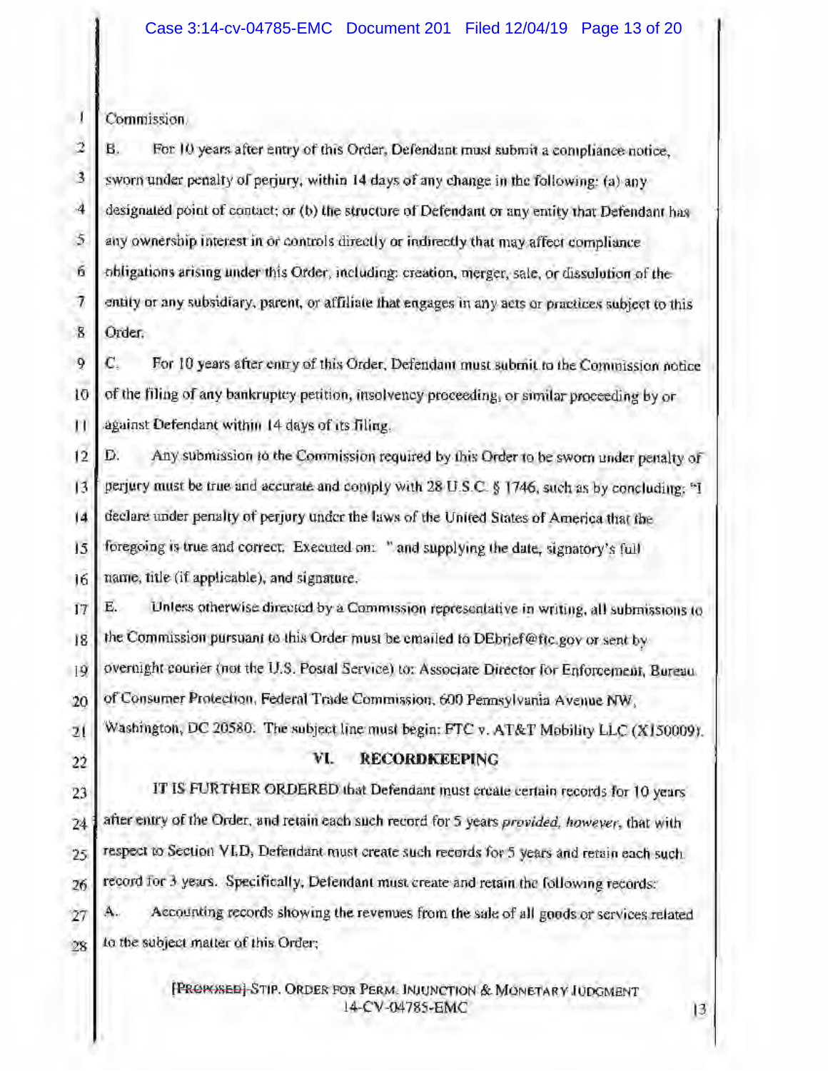Commission.

B. For 10 years after entry of this Order, Defendant must submit a compliance notice, sworn under penalty of perjury, within 14 days of any change in the following: (a) any designated point of contact; or (b) the structure of Defendant or any entity that Defendant has any ownership interest in or controls directly or indirectly that may affect compliance obligations arising under this Order, including: creation, merger, sale, or dissolution of the entity or any subsidiary, parent, or affiliate that engages in any acts or practices subject to this Order.

C. For 10 years after entry of this Order, Defendant must submit to the Commission notice of the filing of any bankruptcy petition, insolvency proceeding, or similar proceeding by or against Defendant within 14 days of its filing.

D. Any submission to the Commission required by this Order to be sworn under penalty of perjury must be true and accurate and comply with 28 U.S.C. § 1746, such as by concluding: "I declare under penalty of perjury under the laws of the United States of America that the foregoing is true and correct. Executed on: " and supplying the date, signatory's full name, title (if applicable), and signature.

E. Unless otherwise directed by a Commission representative in writing, all submissions to the Commission pursuant to this Order must be emailed to DEbrief@ftc.gov or sent by overnight courier (not the U.S. Postal Service) to: Associate Director for Enforcement, Bureau of Consumer Protection, Federal Trade Commission, 600 Pennsylvania Avenue NW, Washington, DC 20580. The subject line must begin: FTC v. AT&T Mobility LLC (X150009).

## VI. RECORDKEEPING

IT IS FURTHER ORDERED that Defendant must create certain records for 10 years after entry of the Order, and retain each such record for 5 years *provided, however*, that with respect to Section VI.D, Defendant must create such records for 5 years and retain each such record for 3 years. Specifically, Defendant must create and retain the following records:

A. Accounting records showing the revenues from the sale of all goods or services related to the subject matter of this Order;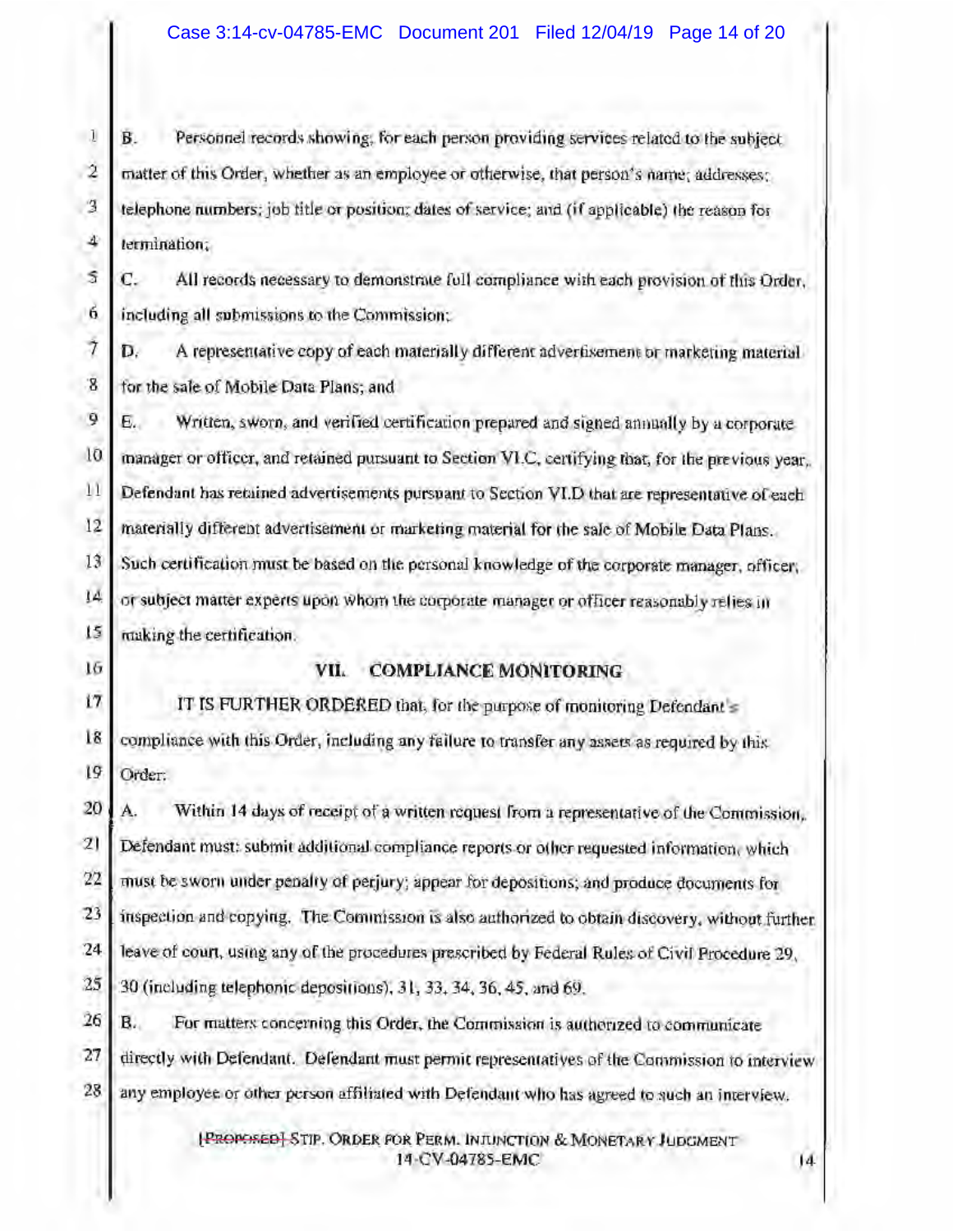B. Personnel records showing, for each person providing services related to the subject matter of this Order, whether as an employee or otherwise, that person's name; addresses; telephone numbers; job title or position; dates of service; and (if applicable) the reason for termination;

C. All records necessary to demonstrate full compliance with each provision of this Order, including all submissions to the Commission;

D. A representative copy of each materially different advertisement or marketing material for the sale of Mobile Data Plans; and

E. Written, sworn, and verified certification prepared and signed annually by a corporate manager or officer, and retained pursuant to Section VI.C, certifying that, for the previous year, Defendant has retained advertisements pursuant to Section VI.D that are representative of each materially different advertisement or marketing material for the sale of Mobile Data Plans. Such certification must be based on the personal knowledge of the corporate manager, officer, or subject matter experts upon whom the corporate manager or officer reasonably relies in making the certification.

## VII. COMPLIANCE MONITORING

IT IS FURTHER ORDERED that, for the purpose of monitoring Defendant's compliance with this Order, including any failure to transfer any assets as required by this Order:

A. Within 14 days of receipt of a written request from a representative of the Commission, Defendant must: submit additional compliance reports or other requested information, which must be sworn under penalty of perjury; appear for depositions; and produce documents for inspection and copying. The Commission is also authorized to obtain discovery, without further leave of court, using any of the procedures prescribed by Federal Rules of Civil Procedure 29, 30 (including telephonic depositions), 31, 33, 34, 36, 45, and 69.

B. For matters concerning this Order, the Commission is authorized to communicate directly with Defendant. Defendant must permit representatives of the Commission to interview any employee or other person affiliated with Defendant who has agreed to such an interview.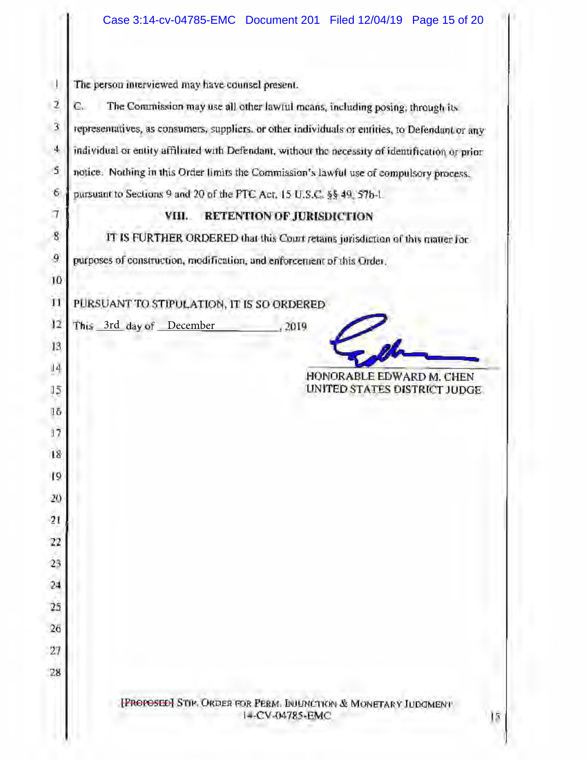The person interviewed may have counsel present.

C. The Commission may use all other lawful means, including posing, through its representatives, as consumers, suppliers, or other individuals or entities, to Defendant or any individual or entity affiliated with Defendant, without the necessity of identification or prior notice. Nothing in this Order limits the Commission's lawful use of compulsory process, pursuant to Sections 9 and 20 of the FTC Act, 15 U.S.C. §§ 49, 57b-1.

## VIII. RETENTION OF JURISDICTION

IT IS FURTHER ORDERED that this Court retains jurisdiction of this matter for purposes of construction, modification, and enforcement of this Order.

PURSUANT TO STIPULATION, IT IS SO ORDERED

This 3rd day of December, 2019

HONORABLE EDWARD M. CHEN
UNITED STATES DISTRICT JUDGE

~~[PROPOSED]~~ STIP. ORDER FOR PERM. INJUNCTION & MONETARY JUDGMENT
14-CV-04785-EMC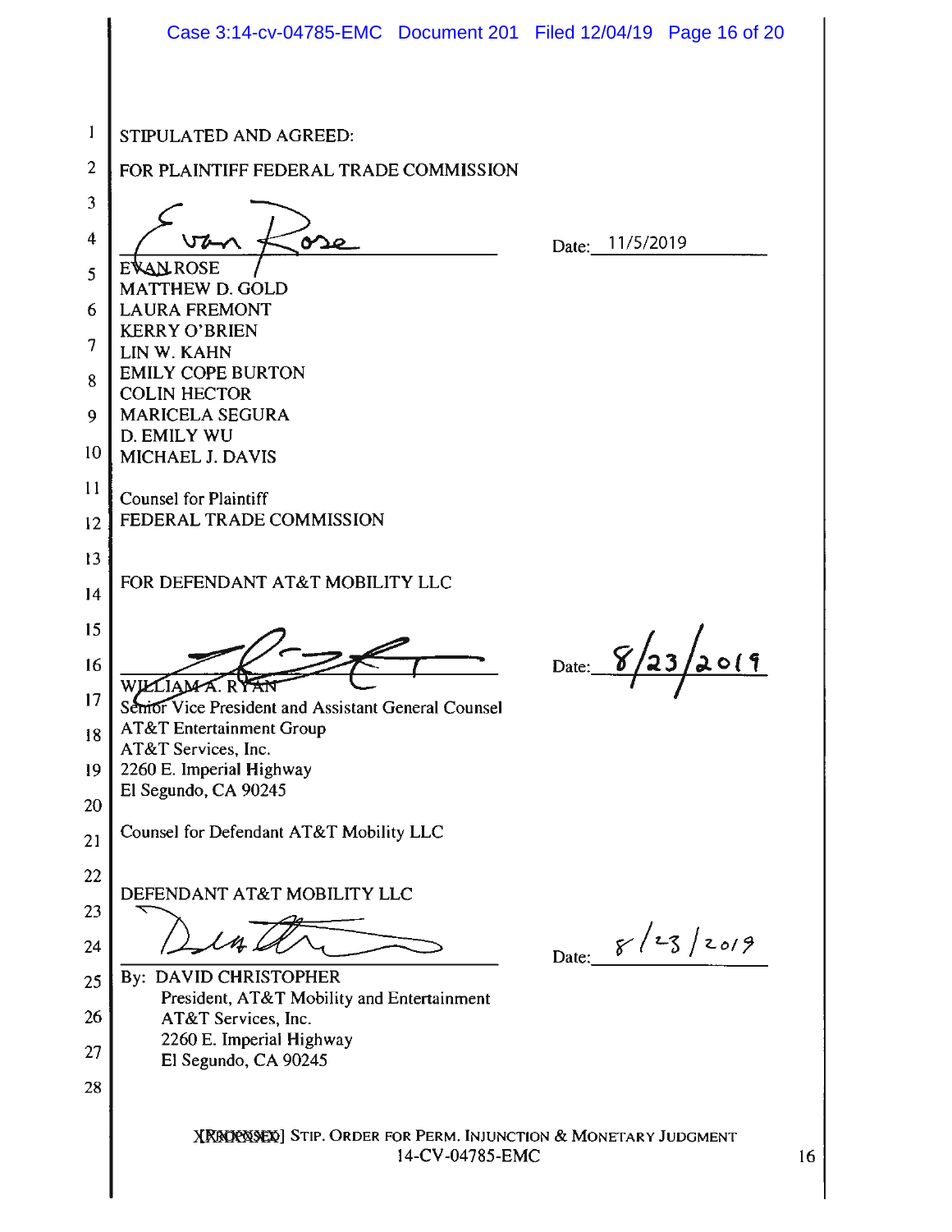STIPULATED AND AGREED:

FOR PLAINTIFF FEDERAL TRADE COMMISSION

_____________________________ Date: 11/5/2019

EVAN ROSE
MATTHEW D. GOLD
LAURA FREMONT
KERRY O'BRIEN
LIN W. KAHN
EMILY COPE BURTON
COLIN HECTOR
MARICELA SEGURA
D. EMILY WU
MICHAEL J. DAVIS

Counsel for Plaintiff
FEDERAL TRADE COMMISSION

FOR DEFENDANT AT&T MOBILITY LLC

_____________________________ Date: 8/23/2019

WILLIAM A. RYAN
Senior Vice President and Assistant General Counsel
AT&T Entertainment Group
AT&T Services, Inc.
2260 E. Imperial Highway
El Segundo, CA 90245

Counsel for Defendant AT&T Mobility LLC

DEFENDANT AT&T MOBILITY LLC

_____________________________ Date: 8/23/2019

By: DAVID CHRISTOPHER
President, AT&T Mobility and Entertainment
AT&T Services, Inc.
2260 E. Imperial Highway
El Segundo, CA 90245

[PROPOSED] STIP. ORDER FOR PERM. INJUNCTION & MONETARY JUDGMENT
14-CV-04785-EMC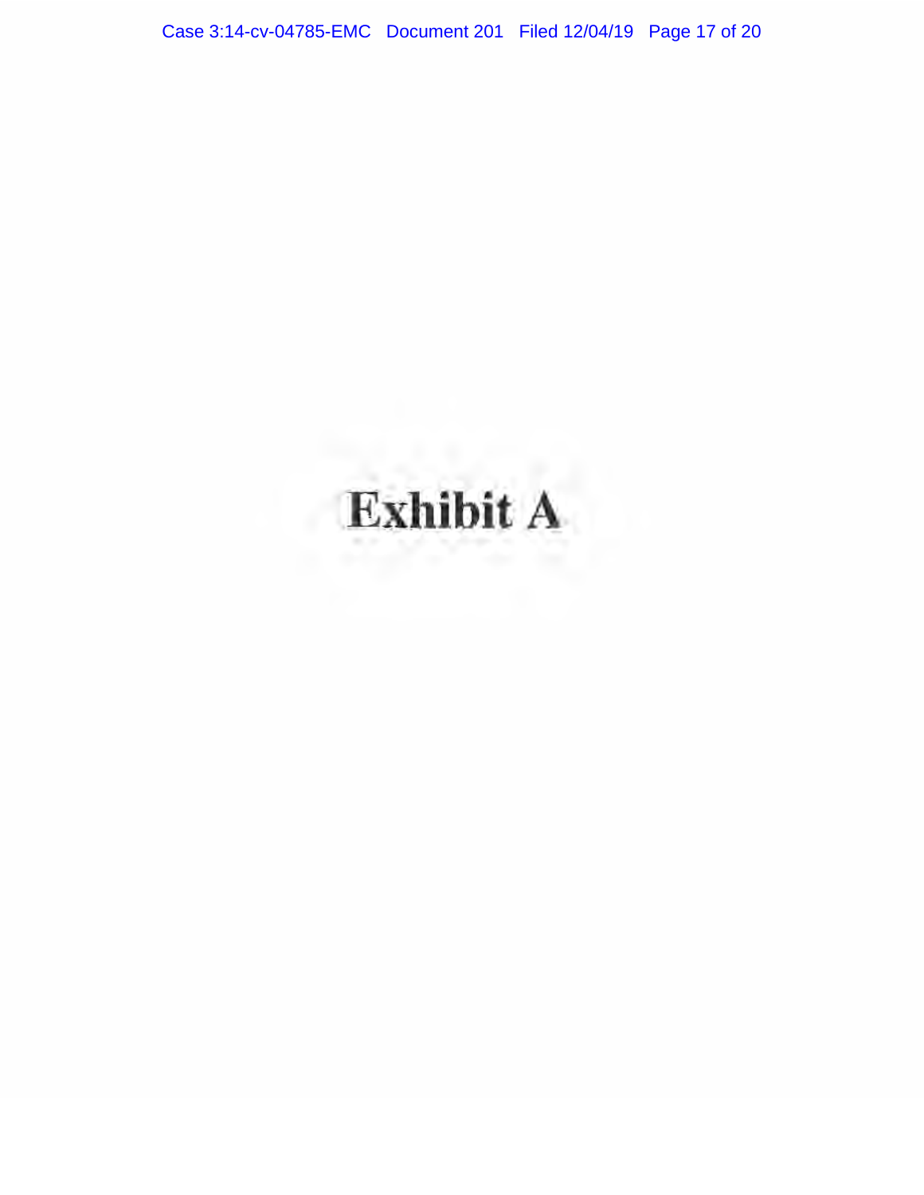# Exhibit A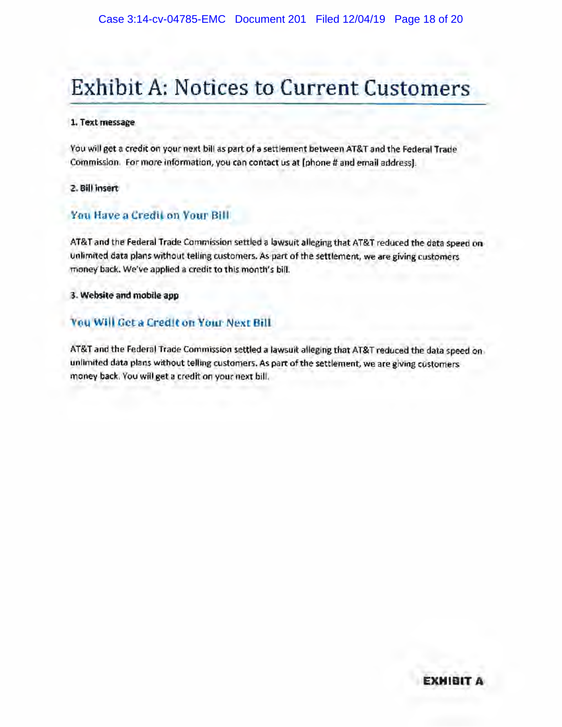# Exhibit A: Notices to Current Customers

**1. Text message**

You will get a credit on your next bill as part of a settlement between AT&T and the Federal Trade Commission. For more information, you can contact us at [phone # and email address].

**2. Bill insert**

## You Have a Credit on Your Bill

AT&T and the Federal Trade Commission settled a lawsuit alleging that AT&T reduced the data speed on unlimited data plans without telling customers. As part of the settlement, we are giving customers money back. We've applied a credit to this month's bill.

**3. Website and mobile app**

## You Will Get a Credit on Your Next Bill

AT&T and the Federal Trade Commission settled a lawsuit alleging that AT&T reduced the data speed on unlimited data plans without telling customers. As part of the settlement, we are giving customers money back. You will get a credit on your next bill.

**EXHIBIT A**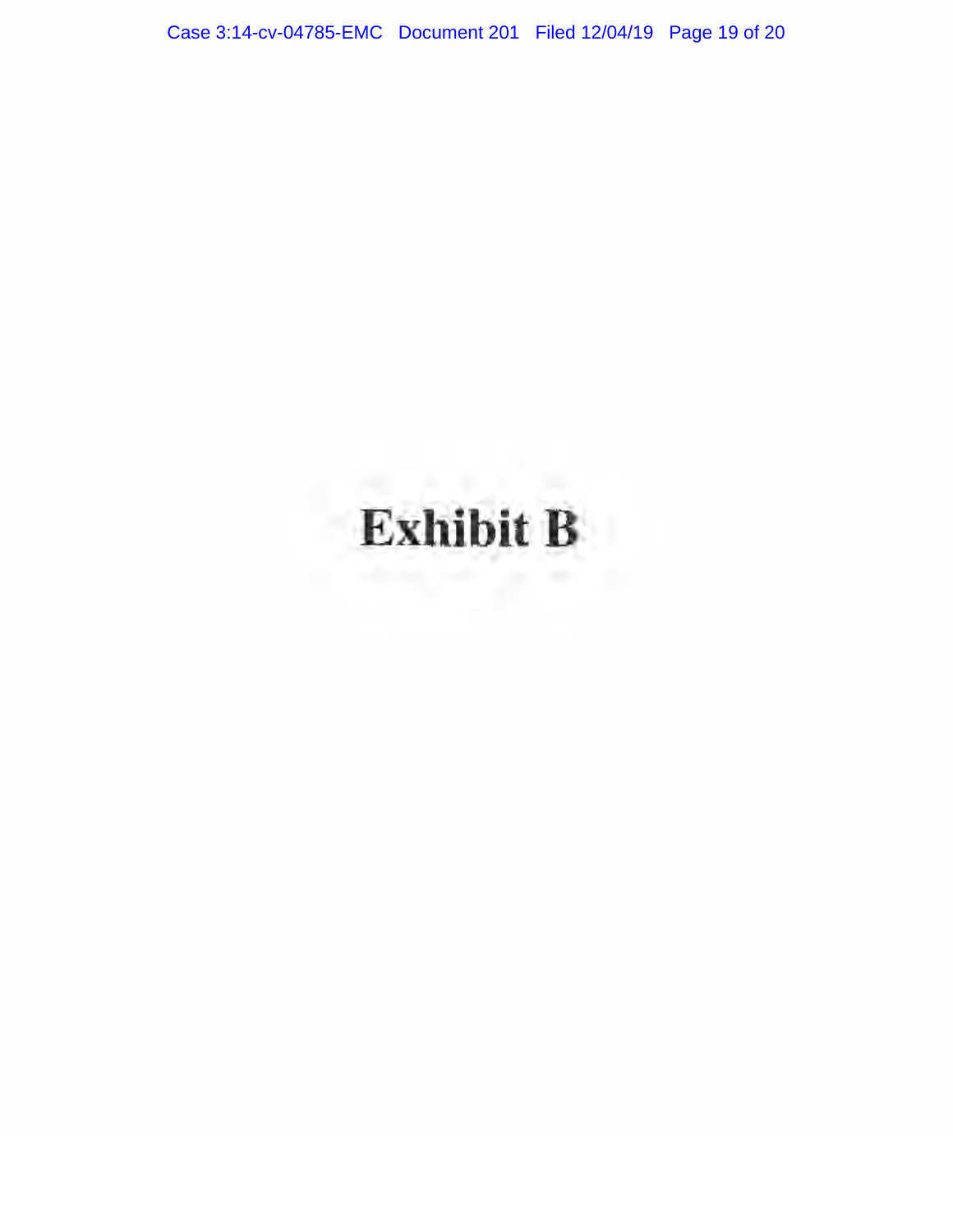# Exhibit B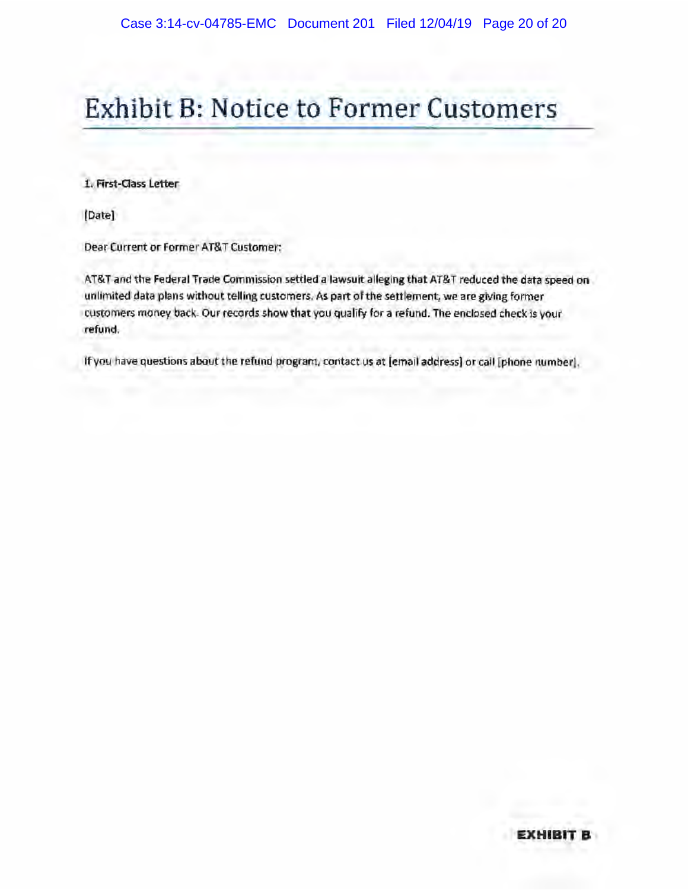# Exhibit B: Notice to Former Customers

**1. First-Class Letter**

[Date]

Dear Current or Former AT&T Customer:

AT&T and the Federal Trade Commission settled a lawsuit alleging that AT&T reduced the data speed on unlimited data plans without telling customers. As part of the settlement, we are giving former customers money back. Our records show that you qualify for a refund. The enclosed check is your refund.

If you have questions about the refund program, contact us at [email address] or call [phone number].

**EXHIBIT B**